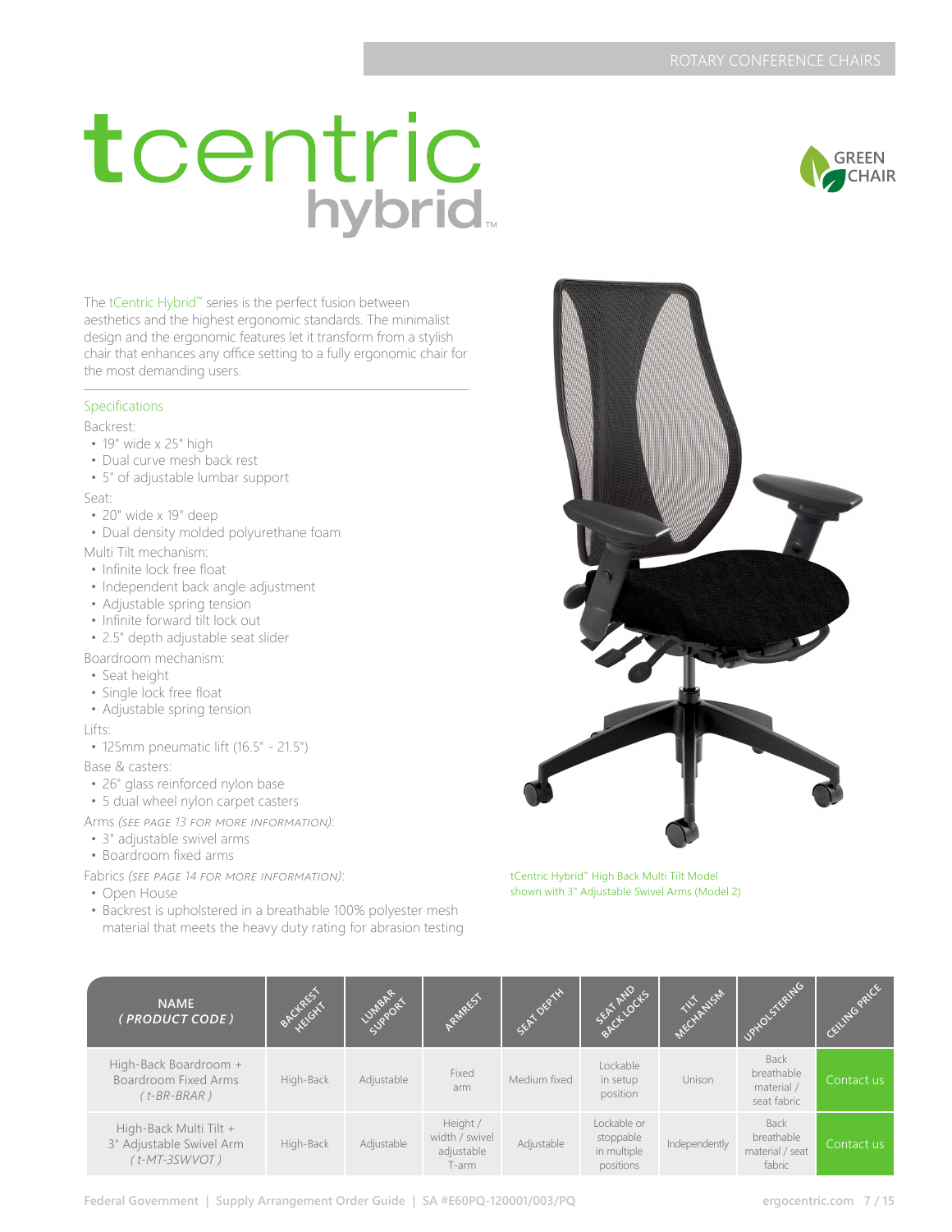ROTARY CONFERENCE CHAIRS

# tcentric hybrid™

GREEN CHAIR

The tCentric Hybrid™ series is the perfect fusion between aesthetics and the highest ergonomic standards. The minimalist design and the ergonomic features let it transform from a stylish chair that enhances any office setting to a fully ergonomic chair for the most demanding users.

## Specifications

Backrest:

- 19" wide x 25" high
- Dual curve mesh back rest
- 5" of adjustable lumbar support

Seat:

- 20" wide x 19" deep
- Dual density molded polyurethane foam

Multi Tilt mechanism:

- Infinite lock free float
- Independent back angle adjustment
- Adjustable spring tension
- Infinite forward tilt lock out
- 2.5" depth adjustable seat slider

Boardroom mechanism:

- Seat height
- Single lock free float
- Adjustable spring tension

Lifts:

- 125mm pneumatic lift (16.5" - 21.5")

Base & casters:

- 26" glass reinforced nylon base
- 5 dual wheel nylon carpet casters

Arms *(see page 13 for more information)*:

- 3" adjustable swivel arms
- Boardroom fixed arms

Fabrics *(see page 14 for more information)*:

- Open House
- Backrest is upholstered in a breathable 100% polyester mesh material that meets the heavy duty rating for abrasion testing

tCentric Hybrid™ High Back Multi Tilt Model shown with 3" Adjustable Swivel Arms (Model 2)

| NAME *( PRODUCT CODE )* | BACKREST HEIGHT | LUMBAR SUPPORT | ARMREST | SEAT DEPTH | SEAT AND BACK LOCKS | TILT MECHANISM | UPHOLSTERING | CEILING PRICE |
|---|---|---|---|---|---|---|---|---|
| High-Back Boardroom + Boardroom Fixed Arms *( t-BR-BRAR )* | High-Back | Adjustable | Fixed arm | Medium fixed | Lockable in setup position | Unison | Back breathable material / seat fabric | Contact us |
| High-Back Multi Tilt + 3" Adjustable Swivel Arm *( t-MT-3SWVOT )* | High-Back | Adjustable | Height / width / swivel adjustable T-arm | Adjustable | Lockable or stoppable in multiple positions | Independently | Back breathable material / seat fabric | Contact us |

Federal Government | Supply Arrangement Order Guide | SA #E60PQ-120001/003/PQ

ergocentric.com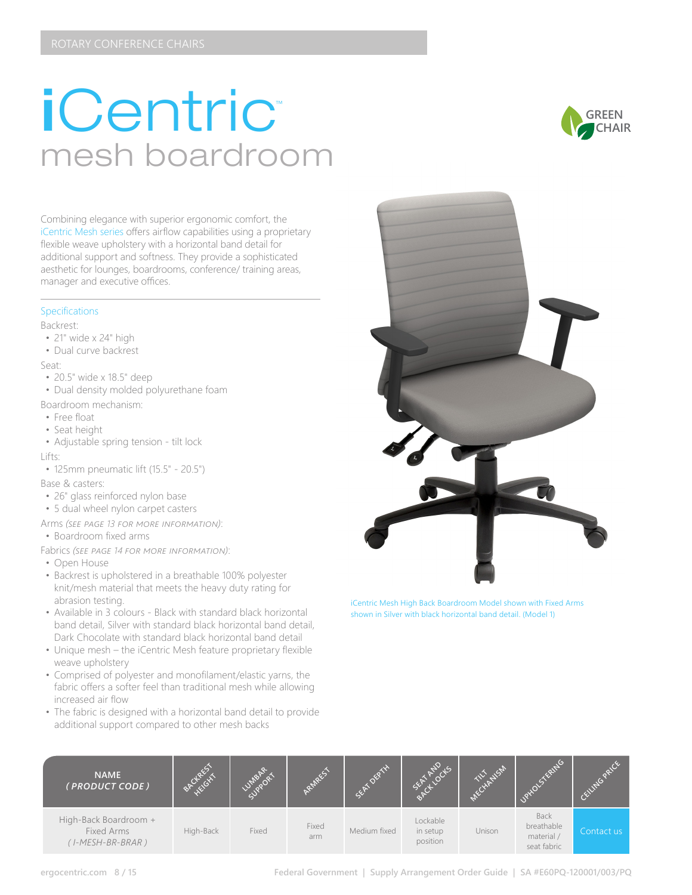ROTARY CONFERENCE CHAIRS

# iCentric™
## mesh boardroom

GREEN CHAIR

Combining elegance with superior ergonomic comfort, the iCentric Mesh series offers airflow capabilities using a proprietary flexible weave upholstery with a horizontal band detail for additional support and softness. They provide a sophisticated aesthetic for lounges, boardrooms, conference/ training areas, manager and executive offices.

### Specifications

Backrest:

- 21" wide x 24" high
- Dual curve backrest

Seat:

- 20.5" wide x 18.5" deep
- Dual density molded polyurethane foam

Boardroom mechanism:

- Free float
- Seat height
- Adjustable spring tension - tilt lock

Lifts:

- 125mm pneumatic lift (15.5" - 20.5")

Base & casters:

- 26" glass reinforced nylon base
- 5 dual wheel nylon carpet casters

Arms *(SEE PAGE 13 FOR MORE INFORMATION)*:

- Boardroom fixed arms

Fabrics *(SEE PAGE 14 FOR MORE INFORMATION)*:

- Open House
- Backrest is upholstered in a breathable 100% polyester knit/mesh material that meets the heavy duty rating for abrasion testing.
- Available in 3 colours - Black with standard black horizontal band detail, Silver with standard black horizontal band detail, Dark Chocolate with standard black horizontal band detail
- Unique mesh – the iCentric Mesh feature proprietary flexible weave upholstery
- Comprised of polyester and monofilament/elastic yarns, the fabric offers a softer feel than traditional mesh while allowing increased air flow
- The fabric is designed with a horizontal band detail to provide additional support compared to other mesh backs

iCentric Mesh High Back Boardroom Model shown with Fixed Arms shown in Silver with black horizontal band detail. (Model 1)

| NAME (PRODUCT CODE) | BACKREST HEIGHT | LUMBAR SUPPORT | ARMREST | SEAT DEPTH | SEAT AND BACK LOCKS | TILT MECHANISM | UPHOLSTERING | CEILING PRICE |
|---|---|---|---|---|---|---|---|---|
| High-Back Boardroom + Fixed Arms (I-MESH-BR-BRAR) | High-Back | Fixed | Fixed arm | Medium fixed | Lockable in setup position | Unison | Back breathable material / seat fabric | Contact us |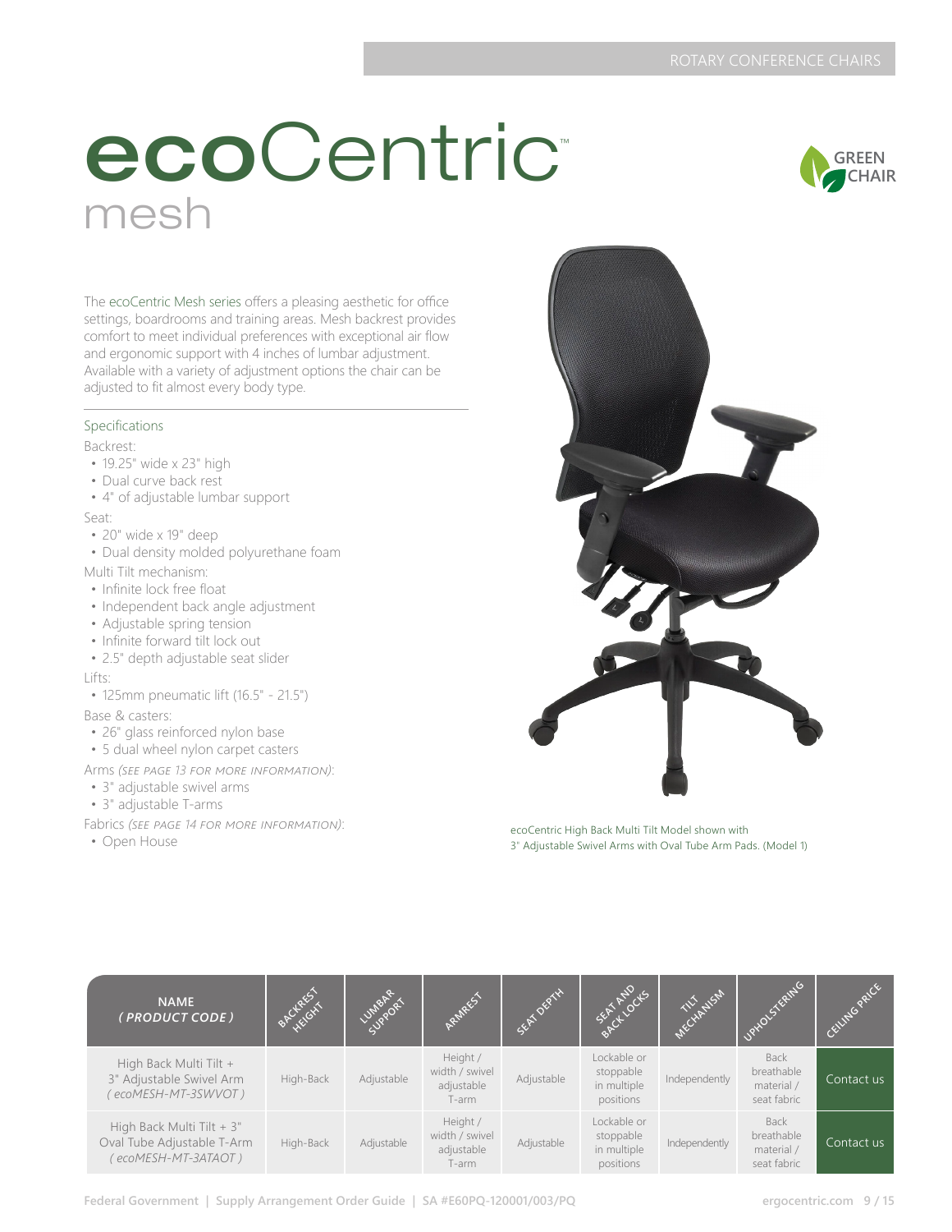ROTARY CONFERENCE CHAIRS

# ecoCentric™ mesh

GREEN CHAIR

The ecoCentric Mesh series offers a pleasing aesthetic for office settings, boardrooms and training areas. Mesh backrest provides comfort to meet individual preferences with exceptional air flow and ergonomic support with 4 inches of lumbar adjustment. Available with a variety of adjustment options the chair can be adjusted to fit almost every body type.

## Specifications

Backrest:

- 19.25" wide x 23" high
- Dual curve back rest
- 4" of adjustable lumbar support

Seat:

- 20" wide x 19" deep
- Dual density molded polyurethane foam

Multi Tilt mechanism:

- Infinite lock free float
- Independent back angle adjustment
- Adjustable spring tension
- Infinite forward tilt lock out
- 2.5" depth adjustable seat slider

Lifts:

- 125mm pneumatic lift (16.5" - 21.5")

Base & casters:

- 26" glass reinforced nylon base
- 5 dual wheel nylon carpet casters

Arms *(SEE PAGE 13 FOR MORE INFORMATION)*:

- 3" adjustable swivel arms
- 3" adjustable T-arms

Fabrics *(SEE PAGE 14 FOR MORE INFORMATION)*:

- Open House

ecoCentric High Back Multi Tilt Model shown with 3" Adjustable Swivel Arms with Oval Tube Arm Pads. (Model 1)

| NAME *(PRODUCT CODE)* | BACKREST HEIGHT | LUMBAR SUPPORT | ARMREST | SEAT DEPTH | SEAT AND BACK LOCKS | TILT MECHANISM | UPHOLSTERING | CEILING PRICE |
|---|---|---|---|---|---|---|---|---|
| High Back Multi Tilt + 3" Adjustable Swivel Arm *(ecoMESH-MT-3SWVOT)* | High-Back | Adjustable | Height / width / swivel adjustable T-arm | Adjustable | Lockable or stoppable in multiple positions | Independently | Back breathable material / seat fabric | Contact us |
| High Back Multi Tilt + 3" Oval Tube Adjustable T-Arm *(ecoMESH-MT-3ATAOT)* | High-Back | Adjustable | Height / width / swivel adjustable T-arm | Adjustable | Lockable or stoppable in multiple positions | Independently | Back breathable material / seat fabric | Contact us |